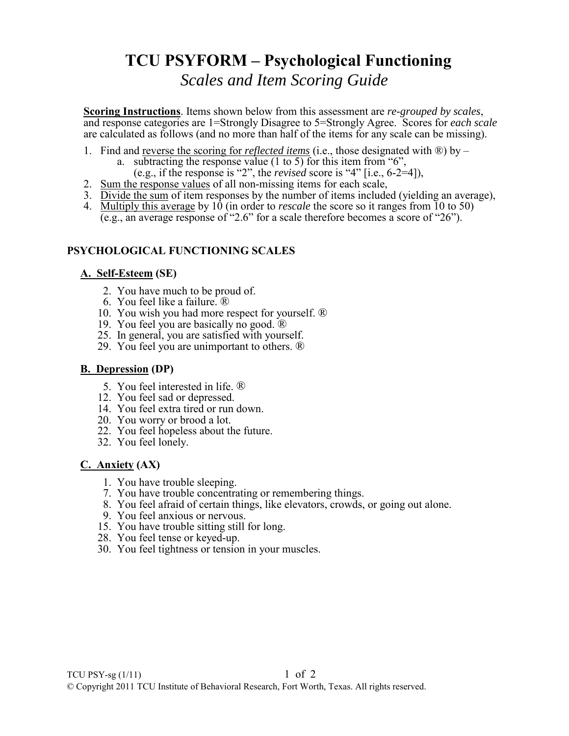# TCU PSYFORM – Psychological Functioning

*Scales and Item Scoring Guide*

**Scoring Instructions**. Items shown below from this assessment are *re-grouped by scales*, and response categories are 1=Strongly Disagree to 5=Strongly Agree. Scores for *each scale* are calculated as follows (and no more than half of the items for any scale can be missing).

1. Find and reverse the scoring for *reflected items* (i.e., those designated with ®) by –
   a. subtracting the response value (1 to 5) for this item from "6",
      (e.g., if the response is "2", the *revised* score is "4" [i.e., 6-2=4]),
2. Sum the response values of all non-missing items for each scale,
3. Divide the sum of item responses by the number of items included (yielding an average),
4. Multiply this average by 10 (in order to *rescale* the score so it ranges from 10 to 50)
   (e.g., an average response of "2.6" for a scale therefore becomes a score of "26").

## PSYCHOLOGICAL FUNCTIONING SCALES

### A. Self-Esteem (SE)

2. You have much to be proud of.
6. You feel like a failure. ®
10. You wish you had more respect for yourself. ®
19. You feel you are basically no good. ®
25. In general, you are satisfied with yourself.
29. You feel you are unimportant to others. ®

### B. Depression (DP)

5. You feel interested in life. ®
12. You feel sad or depressed.
14. You feel extra tired or run down.
20. You worry or brood a lot.
22. You feel hopeless about the future.
32. You feel lonely.

### C. Anxiety (AX)

1. You have trouble sleeping.
7. You have trouble concentrating or remembering things.
8. You feel afraid of certain things, like elevators, crowds, or going out alone.
9. You feel anxious or nervous.
15. You have trouble sitting still for long.
28. You feel tense or keyed-up.
30. You feel tightness or tension in your muscles.

TCU PSY-sg (1/11)

© Copyright 2011 TCU Institute of Behavioral Research, Fort Worth, Texas. All rights reserved.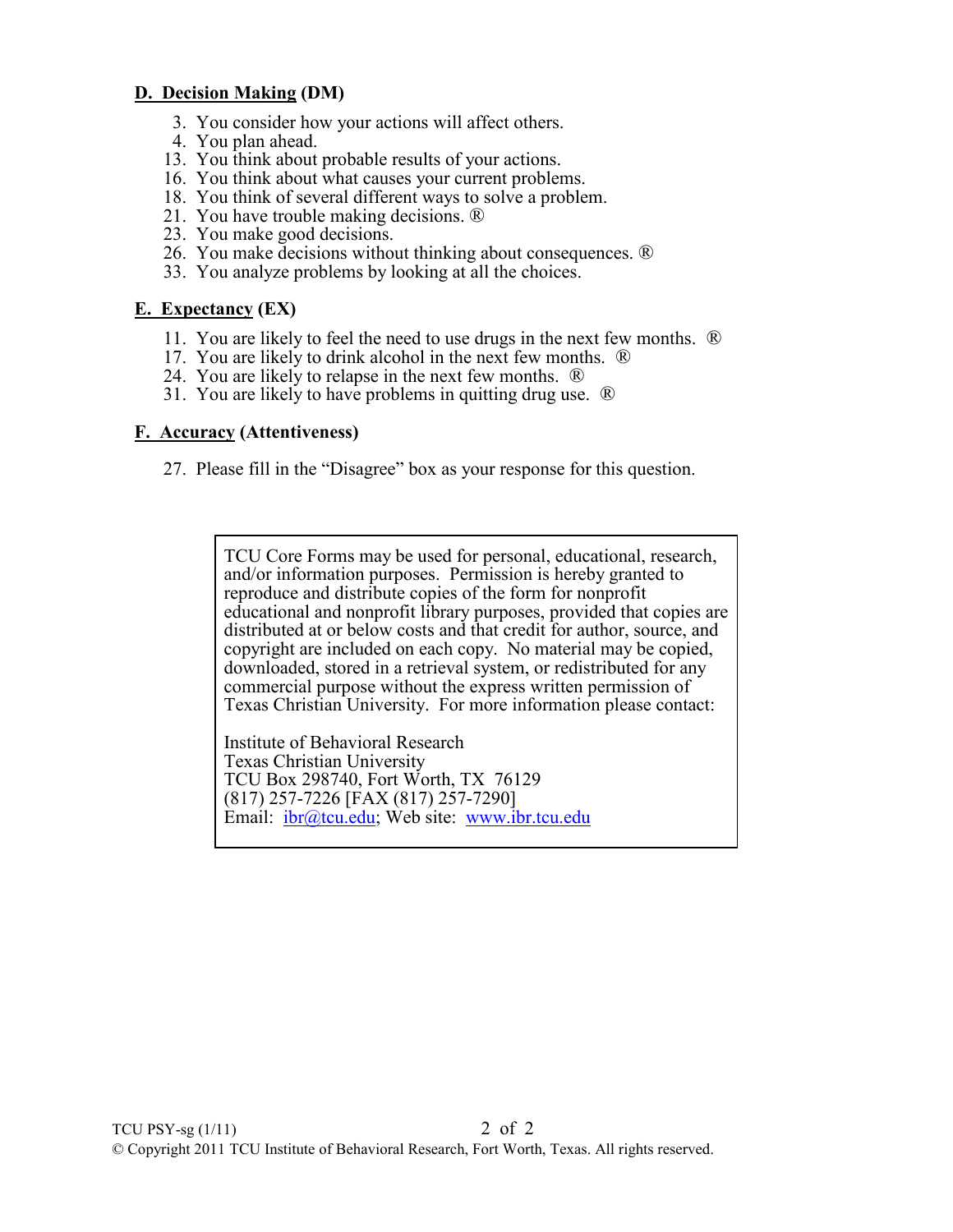**D. Decision Making (DM)**

3. You consider how your actions will affect others.
4. You plan ahead.
13. You think about probable results of your actions.
16. You think about what causes your current problems.
18. You think of several different ways to solve a problem.
21. You have trouble making decisions. ®
23. You make good decisions.
26. You make decisions without thinking about consequences. ®
33. You analyze problems by looking at all the choices.

**E. Expectancy (EX)**

11. You are likely to feel the need to use drugs in the next few months. ®
17. You are likely to drink alcohol in the next few months. ®
24. You are likely to relapse in the next few months. ®
31. You are likely to have problems in quitting drug use. ®

**F. Accuracy (Attentiveness)**

27. Please fill in the "Disagree" box as your response for this question.

> TCU Core Forms may be used for personal, educational, research, and/or information purposes. Permission is hereby granted to reproduce and distribute copies of the form for nonprofit educational and nonprofit library purposes, provided that copies are distributed at or below costs and that credit for author, source, and copyright are included on each copy. No material may be copied, downloaded, stored in a retrieval system, or redistributed for any commercial purpose without the express written permission of Texas Christian University. For more information please contact:
>
> Institute of Behavioral Research
> Texas Christian University
> TCU Box 298740, Fort Worth, TX 76129
> (817) 257-7226 [FAX (817) 257-7290]
> Email: ibr@tcu.edu; Web site: www.ibr.tcu.edu

TCU PSY-sg (1/11)
© Copyright 2011 TCU Institute of Behavioral Research, Fort Worth, Texas. All rights reserved.